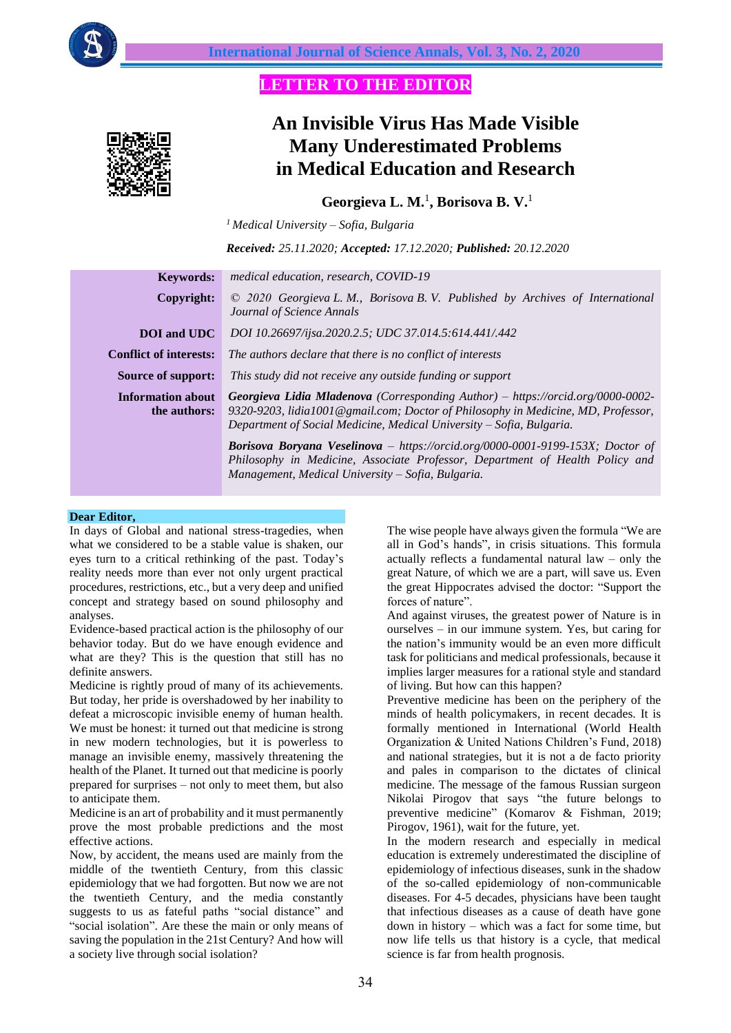**LETTER TO THE EDITOR**

# An Invisible Virus Has Made Visible Many Underestimated Problems in Medical Education and Research

**Georgieva L. M.**[1], **Borisova B. V.**[1]

[1] *Medical University – Sofia, Bulgaria*

***Received:*** *25.11.2020;* ***Accepted:*** *17.12.2020;* ***Published:*** *20.12.2020*

| | |
|---|---|
| **Keywords:** | *medical education, research, COVID-19* |
| **Copyright:** | *© 2020 Georgieva L. M., Borisova B. V. Published by Archives of International Journal of Science Annals* |
| **DOI and UDC** | *DOI 10.26697/ijsa.2020.2.5; UDC 37.014.5:614.441/.442* |
| **Conflict of interests:** | *The authors declare that there is no conflict of interests* |
| **Source of support:** | *This study did not receive any outside funding or support* |
| **Information about the authors:** | ***Georgieva Lidia Mladenova*** *(Corresponding Author) – https://orcid.org/0000-0002-9320-9203, lidia1001@gmail.com; Doctor of Philosophy in Medicine, MD, Professor, Department of Social Medicine, Medical University – Sofia, Bulgaria.* <br> ***Borisova Boryana Veselinova*** *– https://orcid.org/0000-0001-9199-153X; Doctor of Philosophy in Medicine, Associate Professor, Department of Health Policy and Management, Medical University – Sofia, Bulgaria.* |

**Dear Editor,**

In days of Global and national stress-tragedies, when what we considered to be a stable value is shaken, our eyes turn to a critical rethinking of the past. Today's reality needs more than ever not only urgent practical procedures, restrictions, etc., but a very deep and unified concept and strategy based on sound philosophy and analyses.

Evidence-based practical action is the philosophy of our behavior today. But do we have enough evidence and what are they? This is the question that still has no definite answers.

Medicine is rightly proud of many of its achievements. But today, her pride is overshadowed by her inability to defeat a microscopic invisible enemy of human health. We must be honest: it turned out that medicine is strong in new modern technologies, but it is powerless to manage an invisible enemy, massively threatening the health of the Planet. It turned out that medicine is poorly prepared for surprises – not only to meet them, but also to anticipate them.

Medicine is an art of probability and it must permanently prove the most probable predictions and the most effective actions.

Now, by accident, the means used are mainly from the middle of the twentieth Century, from this classic epidemiology that we had forgotten. But now we are not the twentieth Century, and the media constantly suggests to us as fateful paths "social distance" and "social isolation". Are these the main or only means of saving the population in the 21st Century? And how will a society live through social isolation?

The wise people have always given the formula "We are all in God's hands", in crisis situations. This formula actually reflects a fundamental natural law – only the great Nature, of which we are a part, will save us. Even the great Hippocrates advised the doctor: "Support the forces of nature".

And against viruses, the greatest power of Nature is in ourselves – in our immune system. Yes, but caring for the nation's immunity would be an even more difficult task for politicians and medical professionals, because it implies larger measures for a rational style and standard of living. But how can this happen?

Preventive medicine has been on the periphery of the minds of health policymakers, in recent decades. It is formally mentioned in International (World Health Organization & United Nations Children's Fund, 2018) and national strategies, but it is not a de facto priority and pales in comparison to the dictates of clinical medicine. The message of the famous Russian surgeon Nikolai Pirogov that says "the future belongs to preventive medicine" (Komarov & Fishman, 2019; Pirogov, 1961), wait for the future, yet.

In the modern research and especially in medical education is extremely underestimated the discipline of epidemiology of infectious diseases, sunk in the shadow of the so-called epidemiology of non-communicable diseases. For 4-5 decades, physicians have been taught that infectious diseases as a cause of death have gone down in history – which was a fact for some time, but now life tells us that history is a cycle, that medical science is far from health prognosis.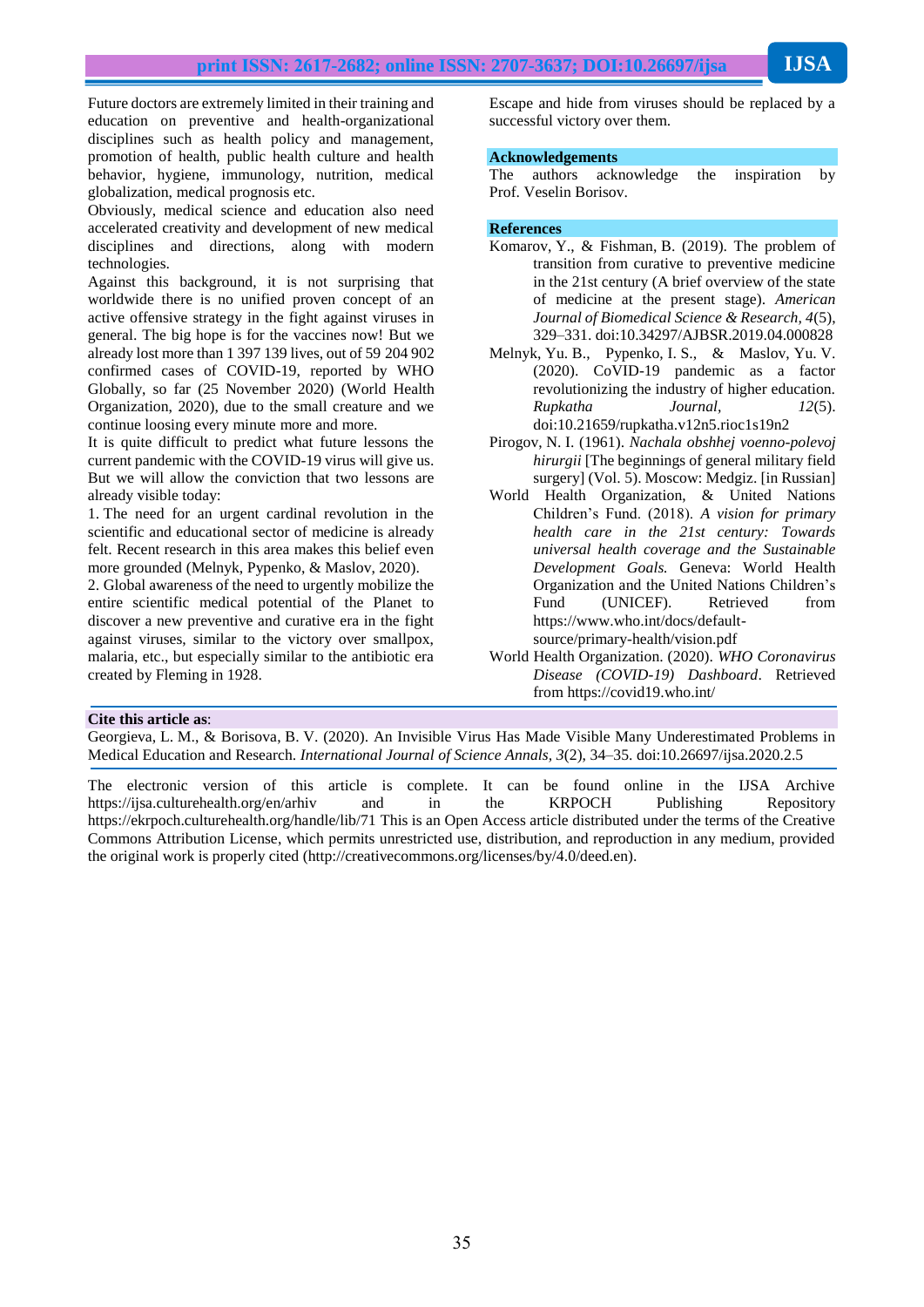Future doctors are extremely limited in their training and education on preventive and health-organizational disciplines such as health policy and management, promotion of health, public health culture and health behavior, hygiene, immunology, nutrition, medical globalization, medical prognosis etc.

Obviously, medical science and education also need accelerated creativity and development of new medical disciplines and directions, along with modern technologies.

Against this background, it is not surprising that worldwide there is no unified proven concept of an active offensive strategy in the fight against viruses in general. The big hope is for the vaccines now! But we already lost more than 1 397 139 lives, out of 59 204 902 confirmed cases of COVID-19, reported by WHO Globally, so far (25 November 2020) (World Health Organization, 2020), due to the small creature and we continue loosing every minute more and more.

It is quite difficult to predict what future lessons the current pandemic with the COVID-19 virus will give us. But we will allow the conviction that two lessons are already visible today:

1. The need for an urgent cardinal revolution in the scientific and educational sector of medicine is already felt. Recent research in this area makes this belief even more grounded (Melnyk, Pypenko, & Maslov, 2020).
2. Global awareness of the need to urgently mobilize the entire scientific medical potential of the Planet to discover a new preventive and curative era in the fight against viruses, similar to the victory over smallpox, malaria, etc., but especially similar to the antibiotic era created by Fleming in 1928.

Escape and hide from viruses should be replaced by a successful victory over them.

## Acknowledgements

The authors acknowledge the inspiration by Prof. Veselin Borisov.

## References

Komarov, Y., & Fishman, B. (2019). The problem of transition from curative to preventive medicine in the 21st century (A brief overview of the state of medicine at the present stage). *American Journal of Biomedical Science & Research, 4*(5), 329–331. doi:10.34297/AJBSR.2019.04.000828

Melnyk, Yu. B., Pypenko, I. S., & Maslov, Yu. V. (2020). CoVID-19 pandemic as a factor revolutionizing the industry of higher education. *Rupkatha Journal, 12*(5). doi:10.21659/rupkatha.v12n5.rioc1s19n2

Pirogov, N. I. (1961). *Nachala obshhej voenno-polevoj hirurgii* [The beginnings of general military field surgery] (Vol. 5). Moscow: Medgiz. [in Russian]

World Health Organization, & United Nations Children's Fund. (2018). *A vision for primary health care in the 21st century: Towards universal health coverage and the Sustainable Development Goals.* Geneva: World Health Organization and the United Nations Children's Fund (UNICEF). Retrieved from https://www.who.int/docs/default-source/primary-health/vision.pdf

World Health Organization. (2020). *WHO Coronavirus Disease (COVID-19) Dashboard*. Retrieved from https://covid19.who.int/

**Cite this article as**:

Georgieva, L. M., & Borisova, B. V. (2020). An Invisible Virus Has Made Visible Many Underestimated Problems in Medical Education and Research. *International Journal of Science Annals, 3*(2), 34–35. doi:10.26697/ijsa.2020.2.5

The electronic version of this article is complete. It can be found online in the IJSA Archive https://ijsa.culturehealth.org/en/arhiv and in the KRPOCH Publishing Repository https://ekrpoch.culturehealth.org/handle/lib/71 This is an Open Access article distributed under the terms of the Creative Commons Attribution License, which permits unrestricted use, distribution, and reproduction in any medium, provided the original work is properly cited (http://creativecommons.org/licenses/by/4.0/deed.en).